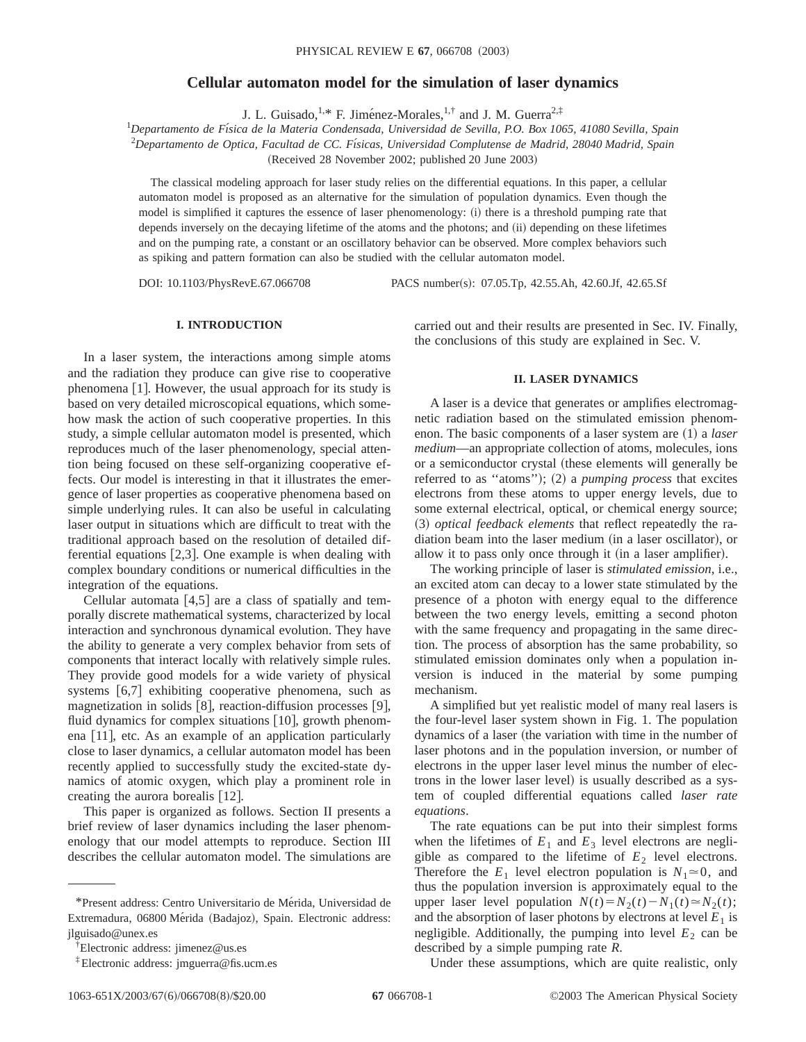# Cellular automaton model for the simulation of laser dynamics

J. L. Guisado,[1,*] F. Jiménez-Morales,[1,†] and J. M. Guerra[2,‡]

[1]*Departamento de Física de la Materia Condensada, Universidad de Sevilla, P.O. Box 1065, 41080 Sevilla, Spain*
[2]*Departamento de Optica, Facultad de CC. Físicas, Universidad Complutense de Madrid, 28040 Madrid, Spain*

(Received 28 November 2002; published 20 June 2003)

The classical modeling approach for laser study relies on the differential equations. In this paper, a cellular automaton model is proposed as an alternative for the simulation of population dynamics. Even though the model is simplified it captures the essence of laser phenomenology: (i) there is a threshold pumping rate that depends inversely on the decaying lifetime of the atoms and the photons; and (ii) depending on these lifetimes and on the pumping rate, a constant or an oscillatory behavior can be observed. More complex behaviors such as spiking and pattern formation can also be studied with the cellular automaton model.

DOI: 10.1103/PhysRevE.67.066708 PACS number(s): 07.05.Tp, 42.55.Ah, 42.60.Jf, 42.65.Sf

## I. INTRODUCTION

In a laser system, the interactions among simple atoms and the radiation they produce can give rise to cooperative phenomena [1]. However, the usual approach for its study is based on very detailed microscopical equations, which somehow mask the action of such cooperative properties. In this study, a simple cellular automaton model is presented, which reproduces much of the laser phenomenology, special attention being focused on these self-organizing cooperative effects. Our model is interesting in that it illustrates the emergence of laser properties as cooperative phenomena based on simple underlying rules. It can also be useful in calculating laser output in situations which are difficult to treat with the traditional approach based on the resolution of detailed differential equations [2,3]. One example is when dealing with complex boundary conditions or numerical difficulties in the integration of the equations.

Cellular automata [4,5] are a class of spatially and temporally discrete mathematical systems, characterized by local interaction and synchronous dynamical evolution. They have the ability to generate a very complex behavior from sets of components that interact locally with relatively simple rules. They provide good models for a wide variety of physical systems [6,7] exhibiting cooperative phenomena, such as magnetization in solids [8], reaction-diffusion processes [9], fluid dynamics for complex situations [10], growth phenomena [11], etc. As an example of an application particularly close to laser dynamics, a cellular automaton model has been recently applied to successfully study the excited-state dynamics of atomic oxygen, which play a prominent role in creating the aurora borealis [12].

This paper is organized as follows. Section II presents a brief review of laser dynamics including the laser phenomenology that our model attempts to reproduce. Section III describes the cellular automaton model. The simulations are carried out and their results are presented in Sec. IV. Finally, the conclusions of this study are explained in Sec. V.

## II. LASER DYNAMICS

A laser is a device that generates or amplifies electromagnetic radiation based on the stimulated emission phenomenon. The basic components of a laser system are (1) a *laser medium*—an appropriate collection of atoms, molecules, ions or a semiconductor crystal (these elements will generally be referred to as "atoms"); (2) a *pumping process* that excites electrons from these atoms to upper energy levels, due to some external electrical, optical, or chemical energy source; (3) *optical feedback elements* that reflect repeatedly the radiation beam into the laser medium (in a laser oscillator), or allow it to pass only once through it (in a laser amplifier).

The working principle of laser is *stimulated emission*, i.e., an excited atom can decay to a lower state stimulated by the presence of a photon with energy equal to the difference between the two energy levels, emitting a second photon with the same frequency and propagating in the same direction. The process of absorption has the same probability, so stimulated emission dominates only when a population inversion is induced in the material by some pumping mechanism.

A simplified but yet realistic model of many real lasers is the four-level laser system shown in Fig. 1. The population dynamics of a laser (the variation with time in the number of laser photons and in the population inversion, or number of electrons in the upper laser level minus the number of electrons in the lower laser level) is usually described as a system of coupled differential equations called *laser rate equations*.

The rate equations can be put into their simplest forms when the lifetimes of $E_1$ and $E_3$ level electrons are negligible as compared to the lifetime of $E_2$ level electrons. Therefore the $E_1$ level electron population is $N_1 \simeq 0$, and thus the population inversion is approximately equal to the upper laser level population $N(t) = N_2(t) - N_1(t) \simeq N_2(t)$; and the absorption of laser photons by electrons at level $E_1$ is negligible. Additionally, the pumping into level $E_2$ can be described by a simple pumping rate $R$.

Under these assumptions, which are quite realistic, only

---

*Present address: Centro Universitario de Mérida, Universidad de Extremadura, 06800 Mérida (Badajoz), Spain. Electronic address: jlguisado@unex.es

†Electronic address: jimenez@us.es

‡Electronic address: jmguerra@fis.ucm.es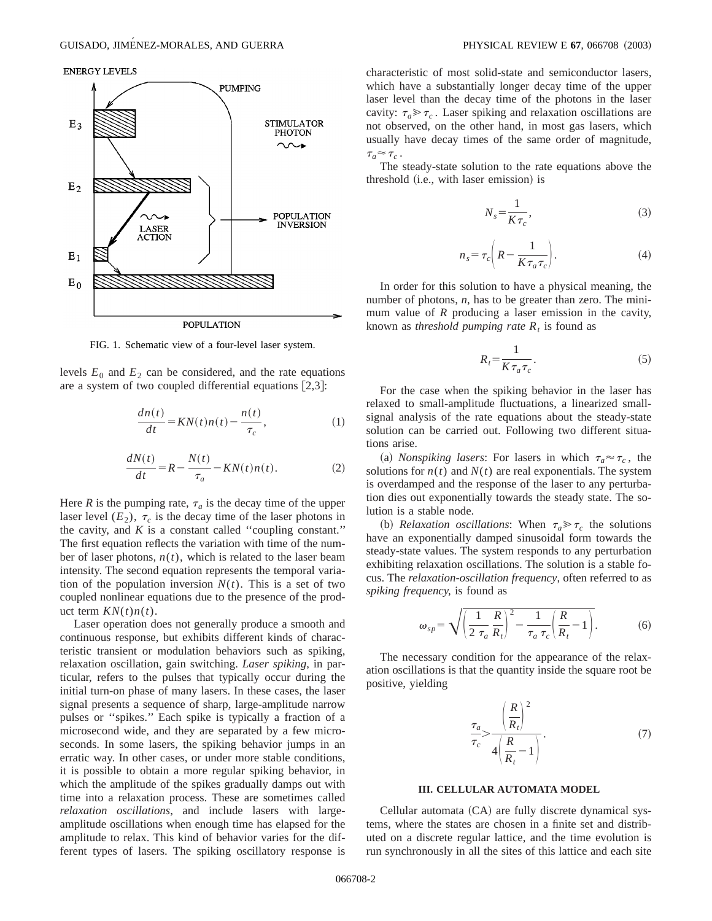FIG. 1. Schematic view of a four-level laser system.

levels $E_0$ and $E_2$ can be considered, and the rate equations are a system of two coupled differential equations [2,3]:

$$\frac{dn(t)}{dt} = KN(t)n(t) - \frac{n(t)}{\tau_c}, \tag{1}$$

$$\frac{dN(t)}{dt} = R - \frac{N(t)}{\tau_a} - KN(t)n(t). \tag{2}$$

Here $R$ is the pumping rate, $\tau_a$ is the decay time of the upper laser level ($E_2$), $\tau_c$ is the decay time of the laser photons in the cavity, and $K$ is a constant called "coupling constant." The first equation reflects the variation with time of the number of laser photons, $n(t)$, which is related to the laser beam intensity. The second equation represents the temporal variation of the population inversion $N(t)$. This is a set of two coupled nonlinear equations due to the presence of the product term $KN(t)n(t)$.

Laser operation does not generally produce a smooth and continuous response, but exhibits different kinds of characteristic transient or modulation behaviors such as spiking, relaxation oscillation, gain switching. *Laser spiking*, in particular, refers to the pulses that typically occur during the initial turn-on phase of many lasers. In these cases, the laser signal presents a sequence of sharp, large-amplitude narrow pulses or "spikes." Each spike is typically a fraction of a microsecond wide, and they are separated by a few microseconds. In some lasers, the spiking behavior jumps in an erratic way. In other cases, or under more stable conditions, it is possible to obtain a more regular spiking behavior, in which the amplitude of the spikes gradually damps out with time into a relaxation process. These are sometimes called *relaxation oscillations*, and include lasers with large-amplitude oscillations when enough time has elapsed for the amplitude to relax. This kind of behavior varies for the different types of lasers. The spiking oscillatory response is characteristic of most solid-state and semiconductor lasers, which have a substantially longer decay time of the upper laser level than the decay time of the photons in the laser cavity: $\tau_a \gg \tau_c$. Laser spiking and relaxation oscillations are not observed, on the other hand, in most gas lasers, which usually have decay times of the same order of magnitude, $\tau_a \approx \tau_c$.

The steady-state solution to the rate equations above the threshold (i.e., with laser emission) is

$$N_s = \frac{1}{K\tau_c}, \tag{3}$$

$$n_s = \tau_c\left(R - \frac{1}{K\tau_a\tau_c}\right). \tag{4}$$

In order for this solution to have a physical meaning, the number of photons, $n$, has to be greater than zero. The minimum value of $R$ producing a laser emission in the cavity, known as *threshold pumping rate* $R_t$ is found as

$$R_t = \frac{1}{K\tau_a\tau_c}. \tag{5}$$

For the case when the spiking behavior in the laser has relaxed to small-amplitude fluctuations, a linearized small-signal analysis of the rate equations about the steady-state solution can be carried out. Following two different situations arise.

(a) *Nonspiking lasers*: For lasers in which $\tau_a \approx \tau_c$, the solutions for $n(t)$ and $N(t)$ are real exponentials. The system is overdamped and the response of the laser to any perturbation dies out exponentially towards the steady state. The solution is a stable node.

(b) *Relaxation oscillations*: When $\tau_a \gg \tau_c$ the solutions have an exponentially damped sinusoidal form towards the steady-state values. The system responds to any perturbation exhibiting relaxation oscillations. The solution is a stable focus. The *relaxation-oscillation frequency*, often referred to as *spiking frequency*, is found as

$$\omega_{sp} = \sqrt{\left(\frac{1}{2}\frac{1}{\tau_a}\frac{R}{R_t}\right)^2 - \frac{1}{\tau_a\,\tau_c}\left(\frac{R}{R_t} - 1\right)}. \tag{6}$$

The necessary condition for the appearance of the relaxation oscillations is that the quantity inside the square root be positive, yielding

$$\frac{\tau_a}{\tau_c} > \frac{\left(\frac{R}{R_t}\right)^2}{4\left(\frac{R}{R_t} - 1\right)}. \tag{7}$$

### III. CELLULAR AUTOMATA MODEL

Cellular automata (CA) are fully discrete dynamical systems, where the states are chosen in a finite set and distributed on a discrete regular lattice, and the time evolution is run synchronously in all the sites of this lattice and each site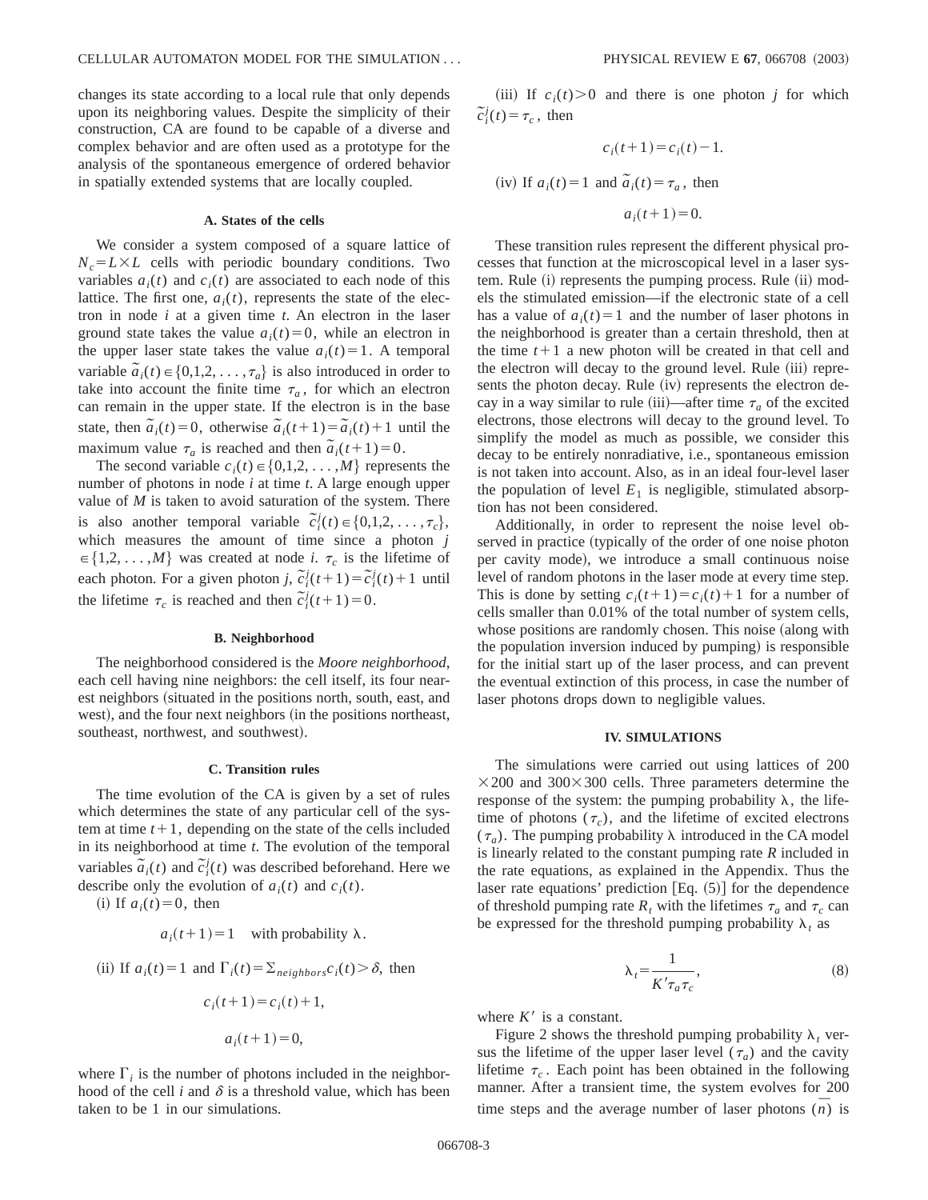changes its state according to a local rule that only depends upon its neighboring values. Despite the simplicity of their construction, CA are found to be capable of a diverse and complex behavior and are often used as a prototype for the analysis of the spontaneous emergence of ordered behavior in spatially extended systems that are locally coupled.

### A. States of the cells

We consider a system composed of a square lattice of $N_c = L \times L$ cells with periodic boundary conditions. Two variables $a_i(t)$ and $c_i(t)$ are associated to each node of this lattice. The first one, $a_i(t)$, represents the state of the electron in node $i$ at a given time $t$. An electron in the laser ground state takes the value $a_i(t)=0$, while an electron in the upper laser state takes the value $a_i(t)=1$. A temporal variable $\tilde{a}_i(t) \in \{0,1,2,\ldots,\tau_a\}$ is also introduced in order to take into account the finite time $\tau_a$, for which an electron can remain in the upper state. If the electron is in the base state, then $\tilde{a}_i(t)=0$, otherwise $\tilde{a}_i(t+1)=\tilde{a}_i(t)+1$ until the maximum value $\tau_a$ is reached and then $\tilde{a}_i(t+1)=0$.

The second variable $c_i(t) \in \{0,1,2,\ldots,M\}$ represents the number of photons in node $i$ at time $t$. A large enough upper value of $M$ is taken to avoid saturation of the system. There is also another temporal variable $\tilde{c}_i^j(t) \in \{0,1,2,\ldots,\tau_c\}$, which measures the amount of time since a photon $j \in \{1,2,\ldots,M\}$ was created at node $i$. $\tau_c$ is the lifetime of each photon. For a given photon $j$, $\tilde{c}_i^j(t+1)=\tilde{c}_i^j(t)+1$ until the lifetime $\tau_c$ is reached and then $\tilde{c}_i^j(t+1)=0$.

### B. Neighborhood

The neighborhood considered is the *Moore neighborhood*, each cell having nine neighbors: the cell itself, its four nearest neighbors (situated in the positions north, south, east, and west), and the four next neighbors (in the positions northeast, southeast, northwest, and southwest).

### C. Transition rules

The time evolution of the CA is given by a set of rules which determines the state of any particular cell of the system at time $t+1$, depending on the state of the cells included in its neighborhood at time $t$. The evolution of the temporal variables $\tilde{a}_i(t)$ and $\tilde{c}_i^j(t)$ was described beforehand. Here we describe only the evolution of $a_i(t)$ and $c_i(t)$.

(i) If $a_i(t)=0$, then

$$a_i(t+1)=1 \quad \text{with probability } \lambda.$$

(ii) If $a_i(t)=1$ and $\Gamma_i(t)=\Sigma_{neighbors} c_i(t) > \delta$, then

$$c_i(t+1)=c_i(t)+1,$$

$$a_i(t+1)=0,$$

where $\Gamma_i$ is the number of photons included in the neighborhood of the cell $i$ and $\delta$ is a threshold value, which has been taken to be 1 in our simulations.

(iii) If $c_i(t)>0$ and there is one photon $j$ for which $\tilde{c}_i^j(t)=\tau_c$, then

$$c_i(t+1)=c_i(t)-1.$$

(iv) If $a_i(t)=1$ and $\tilde{a}_i(t)=\tau_a$, then

$$a_i(t+1)=0.$$

These transition rules represent the different physical processes that function at the microscopical level in a laser system. Rule (i) represents the pumping process. Rule (ii) models the stimulated emission—if the electronic state of a cell has a value of $a_i(t)=1$ and the number of laser photons in the neighborhood is greater than a certain threshold, then at the time $t+1$ a new photon will be created in that cell and the electron will decay to the ground level. Rule (iii) represents the photon decay. Rule (iv) represents the electron decay in a way similar to rule (iii)—after time $\tau_a$ of the excited electrons, those electrons will decay to the ground level. To simplify the model as much as possible, we consider this decay to be entirely nonradiative, i.e., spontaneous emission is not taken into account. Also, as in an ideal four-level laser the population of level $E_1$ is negligible, stimulated absorption has not been considered.

Additionally, in order to represent the noise level observed in practice (typically of the order of one noise photon per cavity mode), we introduce a small continuous noise level of random photons in the laser mode at every time step. This is done by setting $c_i(t+1)=c_i(t)+1$ for a number of cells smaller than 0.01% of the total number of system cells, whose positions are randomly chosen. This noise (along with the population inversion induced by pumping) is responsible for the initial start up of the laser process, and can prevent the eventual extinction of this process, in case the number of laser photons drops down to negligible values.

## IV. SIMULATIONS

The simulations were carried out using lattices of $200 \times 200$ and $300 \times 300$ cells. Three parameters determine the response of the system: the pumping probability $\lambda$, the lifetime of photons ($\tau_c$), and the lifetime of excited electrons ($\tau_a$). The pumping probability $\lambda$ introduced in the CA model is linearly related to the constant pumping rate $R$ included in the rate equations, as explained in the Appendix. Thus the laser rate equations' prediction [Eq. (5)] for the dependence of threshold pumping rate $R_t$ with the lifetimes $\tau_a$ and $\tau_c$ can be expressed for the threshold pumping probability $\lambda_t$ as

$$\lambda_t = \frac{1}{K' \tau_a \tau_c}, \tag{8}$$

where $K'$ is a constant.

Figure 2 shows the threshold pumping probability $\lambda_t$ versus the lifetime of the upper laser level ($\tau_a$) and the cavity lifetime $\tau_c$. Each point has been obtained in the following manner. After a transient time, the system evolves for 200 time steps and the average number of laser photons ($\bar{n}$) is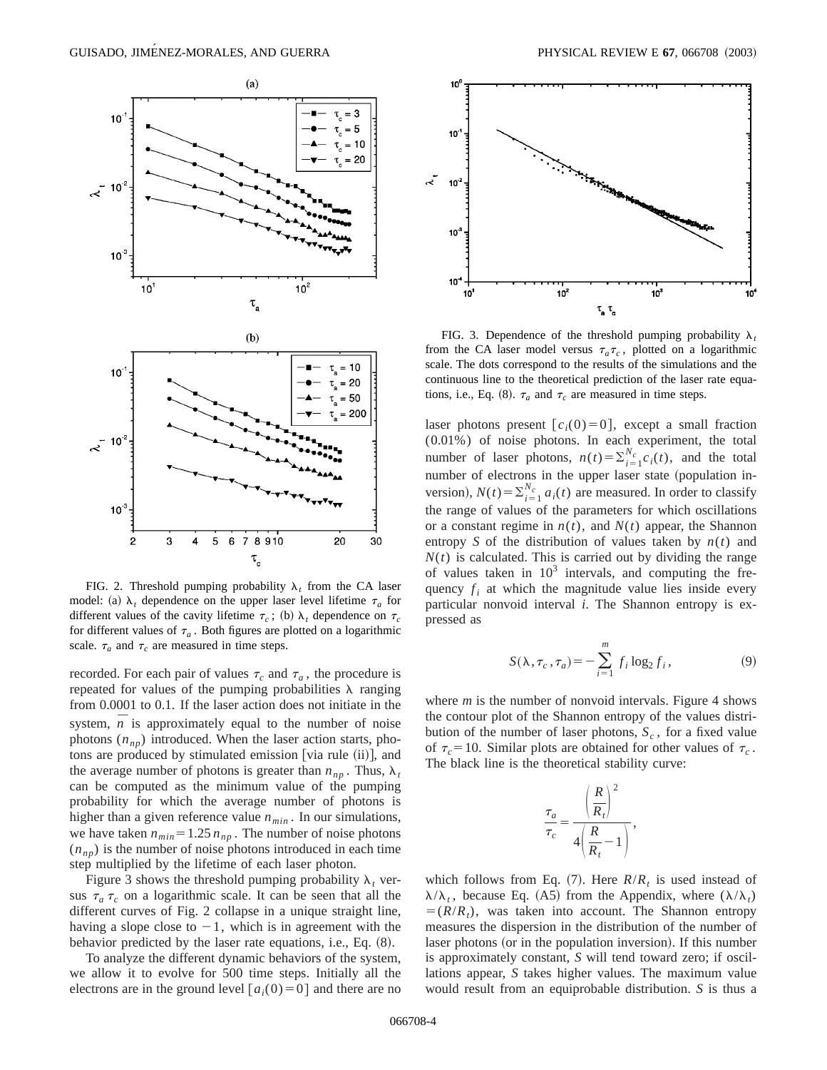FIG. 2. Threshold pumping probability $\lambda_t$ from the CA laser model: (a) $\lambda_t$ dependence on the upper laser level lifetime $\tau_a$ for different values of the cavity lifetime $\tau_c$; (b) $\lambda_t$ dependence on $\tau_c$ for different values of $\tau_a$. Both figures are plotted on a logarithmic scale. $\tau_a$ and $\tau_c$ are measured in time steps.

recorded. For each pair of values $\tau_c$ and $\tau_a$, the procedure is repeated for values of the pumping probabilities $\lambda$ ranging from 0.0001 to 0.1. If the laser action does not initiate in the system, $\bar{n}$ is approximately equal to the number of noise photons ($n_{np}$) introduced. When the laser action starts, photons are produced by stimulated emission [via rule (ii)], and the average number of photons is greater than $n_{np}$. Thus, $\lambda_t$ can be computed as the minimum value of the pumping probability for which the average number of photons is higher than a given reference value $n_{min}$. In our simulations, we have taken $n_{min} = 1.25\, n_{np}$. The number of noise photons ($n_{np}$) is the number of noise photons introduced in each time step multiplied by the lifetime of each laser photon.

Figure 3 shows the threshold pumping probability $\lambda_t$ versus $\tau_a \tau_c$ on a logarithmic scale. It can be seen that all the different curves of Fig. 2 collapse in a unique straight line, having a slope close to $-1$, which is in agreement with the behavior predicted by the laser rate equations, i.e., Eq. (8).

To analyze the different dynamic behaviors of the system, we allow it to evolve for 500 time steps. Initially all the electrons are in the ground level [$a_i(0) = 0$] and there are no laser photons present [$c_i(0) = 0$], except a small fraction (0.01%) of noise photons. In each experiment, the total number of laser photons, $n(t) = \sum_{i=1}^{N_c} c_i(t)$, and the total number of electrons in the upper laser state (population inversion), $N(t) = \sum_{i=1}^{N_c} a_i(t)$ are measured. In order to classify the range of values of the parameters for which oscillations or a constant regime in $n(t)$, and $N(t)$ appear, the Shannon entropy $S$ of the distribution of values taken by $n(t)$ and $N(t)$ is calculated. This is carried out by dividing the range of values taken in $10^3$ intervals, and computing the frequency $f_i$ at which the magnitude value lies inside every particular nonvoid interval $i$. The Shannon entropy is expressed as

$$S(\lambda, \tau_c, \tau_a) = -\sum_{i=1}^{m} f_i \log_2 f_i, \tag{9}$$

where $m$ is the number of nonvoid intervals. Figure 4 shows the contour plot of the Shannon entropy of the values distribution of the number of laser photons, $S_c$, for a fixed value of $\tau_c = 10$. Similar plots are obtained for other values of $\tau_c$. The black line is the theoretical stability curve:

$$\frac{\tau_a}{\tau_c} = \frac{\left(\dfrac{R}{R_t}\right)^2}{4\left(\dfrac{R}{R_t} - 1\right)},$$

which follows from Eq. (7). Here $R/R_t$ is used instead of $\lambda/\lambda_t$, because Eq. (A5) from the Appendix, where $(\lambda/\lambda_t) = (R/R_t)$, was taken into account. The Shannon entropy measures the dispersion in the distribution of the number of laser photons (or in the population inversion). If this number is approximately constant, $S$ will tend toward zero; if oscillations appear, $S$ takes higher values. The maximum value would result from an equiprobable distribution. $S$ is thus a

FIG. 3. Dependence of the threshold pumping probability $\lambda_t$ from the CA laser model versus $\tau_a \tau_c$, plotted on a logarithmic scale. The dots correspond to the results of the simulations and the continuous line to the theoretical prediction of the laser rate equations, i.e., Eq. (8). $\tau_a$ and $\tau_c$ are measured in time steps.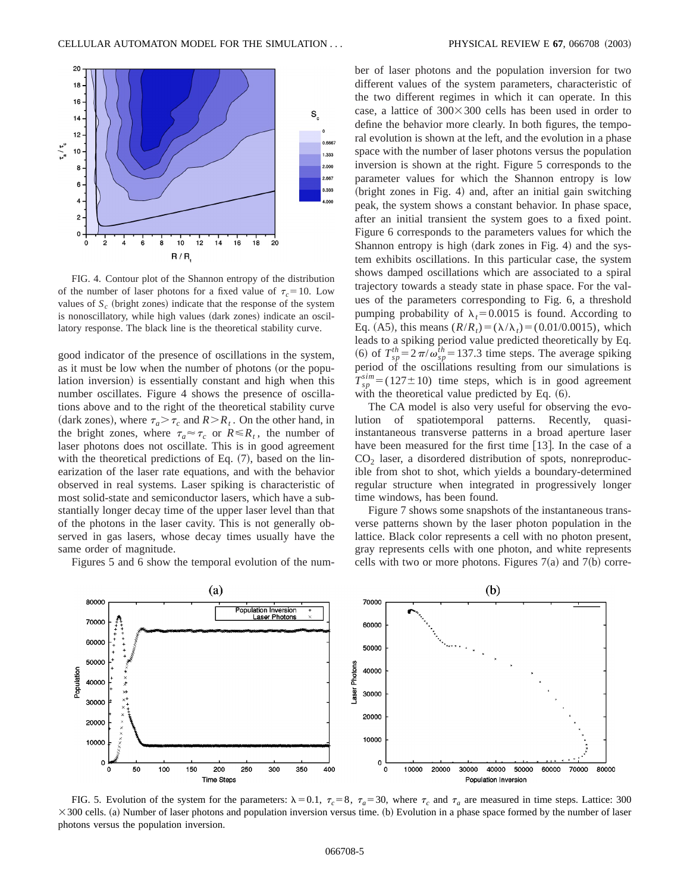FIG. 4. Contour plot of the Shannon entropy of the distribution of the number of laser photons for a fixed value of $\tau_c = 10$. Low values of $S_c$ (bright zones) indicate that the response of the system is nonoscillatory, while high values (dark zones) indicate an oscillatory response. The black line is the theoretical stability curve.

good indicator of the presence of oscillations in the system, as it must be low when the number of photons (or the population inversion) is essentially constant and high when this number oscillates. Figure 4 shows the presence of oscillations above and to the right of the theoretical stability curve (dark zones), where $\tau_a > \tau_c$ and $R > R_t$. On the other hand, in the bright zones, where $\tau_a \approx \tau_c$ or $R \lessapprox R_t$, the number of laser photons does not oscillate. This is in good agreement with the theoretical predictions of Eq. (7), based on the linearization of the laser rate equations, and with the behavior observed in real systems. Laser spiking is characteristic of most solid-state and semiconductor lasers, which have a substantially longer decay time of the upper laser level than that of the photons in the laser cavity. This is not generally observed in gas lasers, whose decay times usually have the same order of magnitude.

Figures 5 and 6 show the temporal evolution of the number of laser photons and the population inversion for two different values of the system parameters, characteristic of the two different regimes in which it can operate. In this case, a lattice of $300 \times 300$ cells has been used in order to define the behavior more clearly. In both figures, the temporal evolution is shown at the left, and the evolution in a phase space with the number of laser photons versus the population inversion is shown at the right. Figure 5 corresponds to the parameter values for which the Shannon entropy is low (bright zones in Fig. 4) and, after an initial gain switching peak, the system shows a constant behavior. In phase space, after an initial transient the system goes to a fixed point. Figure 6 corresponds to the parameters values for which the Shannon entropy is high (dark zones in Fig. 4) and the system exhibits oscillations. In this particular case, the system shows damped oscillations which are associated to a spiral trajectory towards a steady state in phase space. For the values of the parameters corresponding to Fig. 6, a threshold pumping probability of $\lambda_t = 0.0015$ is found. According to Eq. (A5), this means $(R/R_t) = (\lambda/\lambda_t) = (0.01/0.0015)$, which leads to a spiking period value predicted theoretically by Eq. (6) of $T_{sp}^{th} = 2\pi/\omega_{sp}^{th} = 137.3$ time steps. The average spiking period of the oscillations resulting from our simulations is $T_{sp}^{sim} = (127 \pm 10)$ time steps, which is in good agreement with the theoretical value predicted by Eq. (6).

The CA model is also very useful for observing the evolution of spatiotemporal patterns. Recently, quasi-instantaneous transverse patterns in a broad aperture laser have been measured for the first time [13]. In the case of a $CO_2$ laser, a disordered distribution of spots, nonreproducible from shot to shot, which yields a boundary-determined regular structure when integrated in progressively longer time windows, has been found.

Figure 7 shows some snapshots of the instantaneous transverse patterns shown by the laser photon population in the lattice. Black color represents a cell with no photon present, gray represents cells with one photon, and white represents cells with two or more photons. Figures 7(a) and 7(b) corre-

FIG. 5. Evolution of the system for the parameters: $\lambda = 0.1$, $\tau_c = 8$, $\tau_a = 30$, where $\tau_c$ and $\tau_a$ are measured in time steps. Lattice: $300 \times 300$ cells. (a) Number of laser photons and population inversion versus time. (b) Evolution in a phase space formed by the number of laser photons versus the population inversion.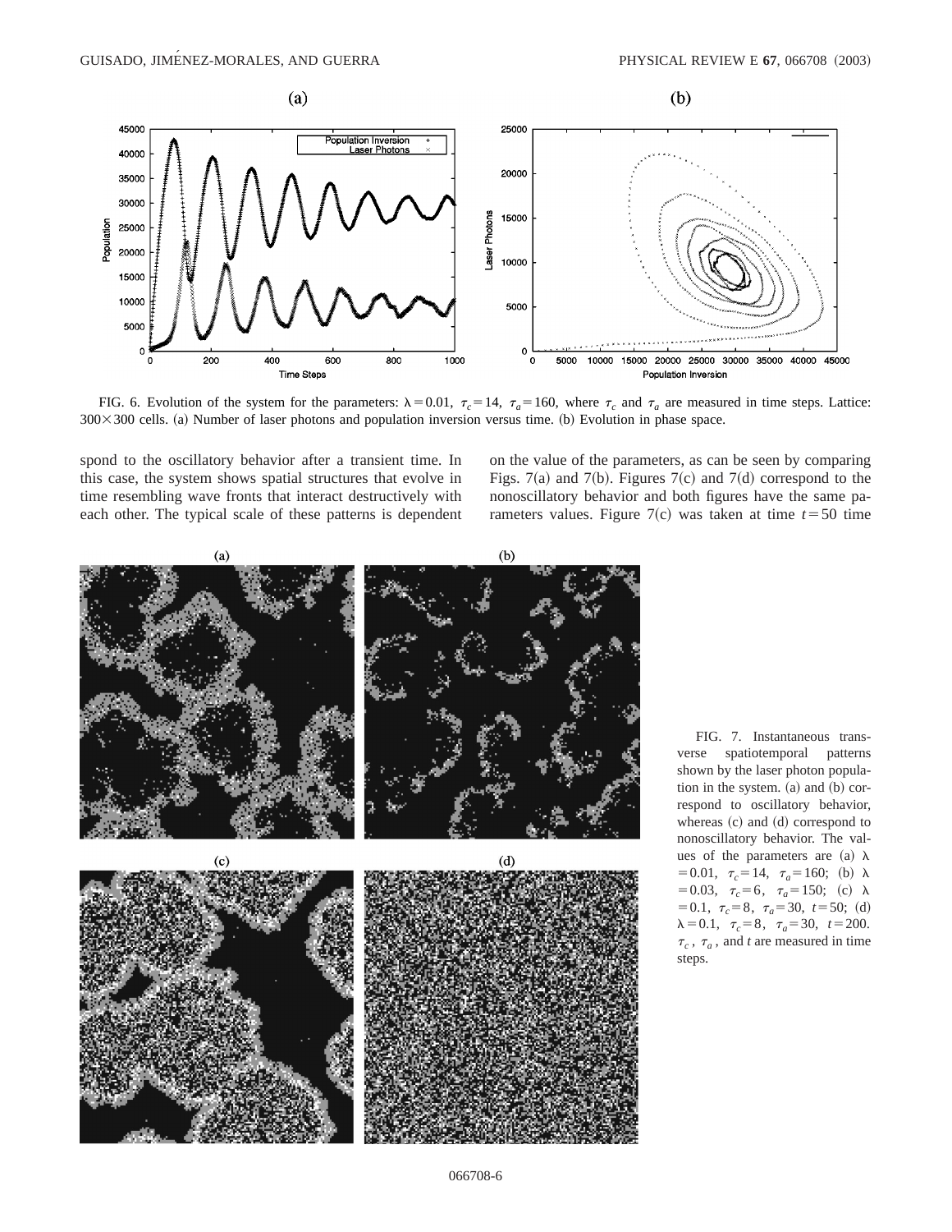FIG. 6. Evolution of the system for the parameters: $\lambda = 0.01$, $\tau_c = 14$, $\tau_a = 160$, where $\tau_c$ and $\tau_a$ are measured in time steps. Lattice: $300 \times 300$ cells. (a) Number of laser photons and population inversion versus time. (b) Evolution in phase space.

spond to the oscillatory behavior after a transient time. In this case, the system shows spatial structures that evolve in time resembling wave fronts that interact destructively with each other. The typical scale of these patterns is dependent on the value of the parameters, as can be seen by comparing Figs. 7(a) and 7(b). Figures 7(c) and 7(d) correspond to the nonoscillatory behavior and both figures have the same parameters values. Figure 7(c) was taken at time $t = 50$ time

FIG. 7. Instantaneous transverse spatiotemporal patterns shown by the laser photon population in the system. (a) and (b) correspond to oscillatory behavior, whereas (c) and (d) correspond to nonoscillatory behavior. The values of the parameters are (a) $\lambda = 0.01$, $\tau_c = 14$, $\tau_a = 160$; (b) $\lambda = 0.03$, $\tau_c = 6$, $\tau_a = 150$; (c) $\lambda = 0.1$, $\tau_c = 8$, $\tau_a = 30$, $t = 50$; (d) $\lambda = 0.1$, $\tau_c = 8$, $\tau_a = 30$, $t = 200$. $\tau_c$, $\tau_a$, and $t$ are measured in time steps.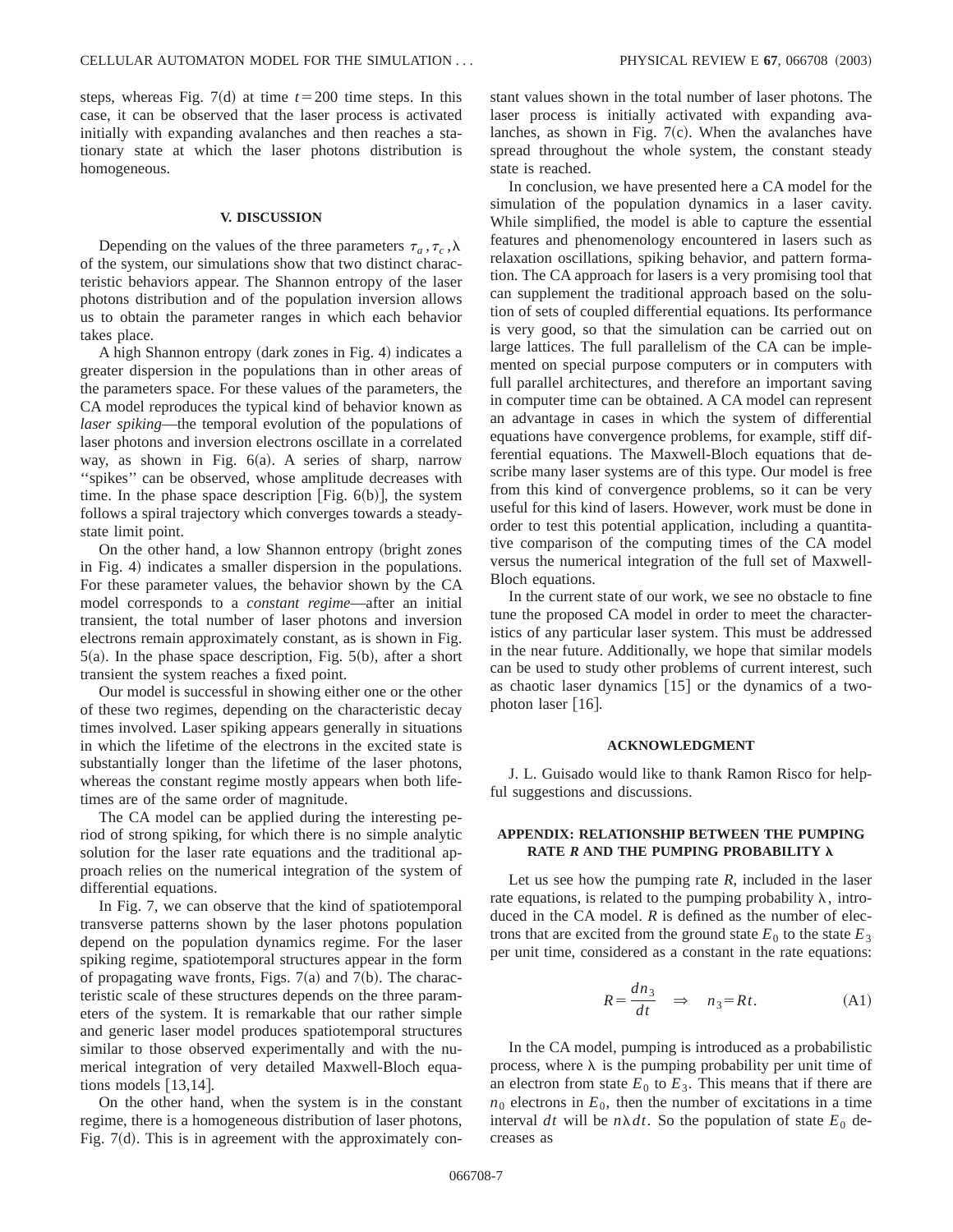steps, whereas Fig. 7(d) at time $t=200$ time steps. In this case, it can be observed that the laser process is activated initially with expanding avalanches and then reaches a stationary state at which the laser photons distribution is homogeneous.

## V. DISCUSSION

Depending on the values of the three parameters $\tau_a, \tau_c, \lambda$ of the system, our simulations show that two distinct characteristic behaviors appear. The Shannon entropy of the laser photons distribution and of the population inversion allows us to obtain the parameter ranges in which each behavior takes place.

A high Shannon entropy (dark zones in Fig. 4) indicates a greater dispersion in the populations than in other areas of the parameters space. For these values of the parameters, the CA model reproduces the typical kind of behavior known as *laser spiking*—the temporal evolution of the populations of laser photons and inversion electrons oscillate in a correlated way, as shown in Fig. 6(a). A series of sharp, narrow "spikes" can be observed, whose amplitude decreases with time. In the phase space description [Fig. 6(b)], the system follows a spiral trajectory which converges towards a steady-state limit point.

On the other hand, a low Shannon entropy (bright zones in Fig. 4) indicates a smaller dispersion in the populations. For these parameter values, the behavior shown by the CA model corresponds to a *constant regime*—after an initial transient, the total number of laser photons and inversion electrons remain approximately constant, as is shown in Fig. 5(a). In the phase space description, Fig. 5(b), after a short transient the system reaches a fixed point.

Our model is successful in showing either one or the other of these two regimes, depending on the characteristic decay times involved. Laser spiking appears generally in situations in which the lifetime of the electrons in the excited state is substantially longer than the lifetime of the laser photons, whereas the constant regime mostly appears when both lifetimes are of the same order of magnitude.

The CA model can be applied during the interesting period of strong spiking, for which there is no simple analytic solution for the laser rate equations and the traditional approach relies on the numerical integration of the system of differential equations.

In Fig. 7, we can observe that the kind of spatiotemporal transverse patterns shown by the laser photons population depend on the population dynamics regime. For the laser spiking regime, spatiotemporal structures appear in the form of propagating wave fronts, Figs. 7(a) and 7(b). The characteristic scale of these structures depends on the three parameters of the system. It is remarkable that our rather simple and generic laser model produces spatiotemporal structures similar to those observed experimentally and with the numerical integration of very detailed Maxwell-Bloch equations models [13,14].

On the other hand, when the system is in the constant regime, there is a homogeneous distribution of laser photons, Fig. 7(d). This is in agreement with the approximately constant values shown in the total number of laser photons. The laser process is initially activated with expanding avalanches, as shown in Fig. 7(c). When the avalanches have spread throughout the whole system, the constant steady state is reached.

In conclusion, we have presented here a CA model for the simulation of the population dynamics in a laser cavity. While simplified, the model is able to capture the essential features and phenomenology encountered in lasers such as relaxation oscillations, spiking behavior, and pattern formation. The CA approach for lasers is a very promising tool that can supplement the traditional approach based on the solution of sets of coupled differential equations. Its performance is very good, so that the simulation can be carried out on large lattices. The full parallelism of the CA can be implemented on special purpose computers or in computers with full parallel architectures, and therefore an important saving in computer time can be obtained. A CA model can represent an advantage in cases in which the system of differential equations have convergence problems, for example, stiff differential equations. The Maxwell-Bloch equations that describe many laser systems are of this type. Our model is free from this kind of convergence problems, so it can be very useful for this kind of lasers. However, work must be done in order to test this potential application, including a quantitative comparison of the computing times of the CA model versus the numerical integration of the full set of Maxwell-Bloch equations.

In the current state of our work, we see no obstacle to fine tune the proposed CA model in order to meet the characteristics of any particular laser system. This must be addressed in the near future. Additionally, we hope that similar models can be used to study other problems of current interest, such as chaotic laser dynamics [15] or the dynamics of a two-photon laser [16].

## ACKNOWLEDGMENT

J. L. Guisado would like to thank Ramon Risco for helpful suggestions and discussions.

## APPENDIX: RELATIONSHIP BETWEEN THE PUMPING RATE *R* AND THE PUMPING PROBABILITY $\lambda$

Let us see how the pumping rate $R$, included in the laser rate equations, is related to the pumping probability $\lambda$, introduced in the CA model. $R$ is defined as the number of electrons that are excited from the ground state $E_0$ to the state $E_3$ per unit time, considered as a constant in the rate equations:

$$R=\frac{dn_3}{dt} \quad \Rightarrow \quad n_3=Rt. \tag{A1}$$

In the CA model, pumping is introduced as a probabilistic process, where $\lambda$ is the pumping probability per unit time of an electron from state $E_0$ to $E_3$. This means that if there are $n_0$ electrons in $E_0$, then the number of excitations in a time interval $dt$ will be $n\lambda dt$. So the population of state $E_0$ decreases as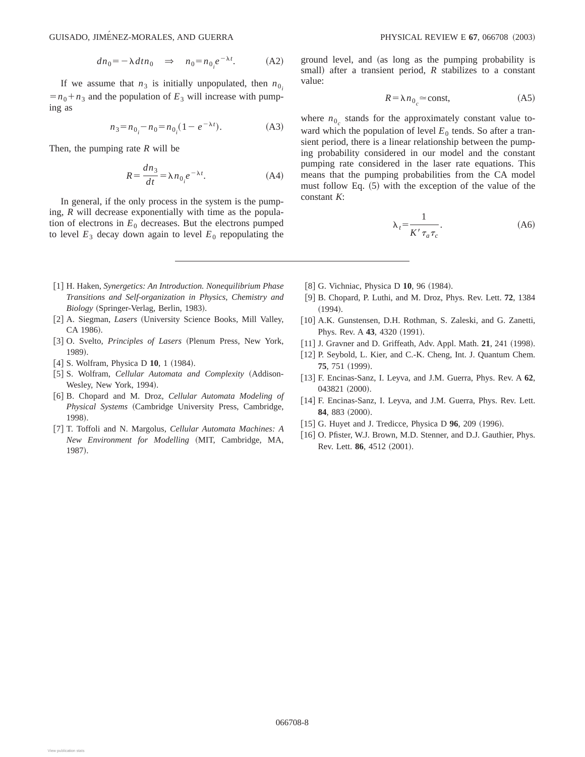$$dn_0 = -\lambda dt n_0 \quad \Rightarrow \quad n_0 = n_{0_i} e^{-\lambda t}. \tag{A2}$$

If we assume that $n_3$ is initially unpopulated, then $n_{0_i} = n_0 + n_3$ and the population of $E_3$ will increase with pumping as

$$n_3 = n_{0_i} - n_0 = n_{0_i}(1 - e^{-\lambda t}). \tag{A3}$$

Then, the pumping rate $R$ will be

$$R = \frac{dn_3}{dt} = \lambda n_{0_i} e^{-\lambda t}. \tag{A4}$$

In general, if the only process in the system is the pumping, $R$ will decrease exponentially with time as the population of electrons in $E_0$ decreases. But the electrons pumped to level $E_3$ decay down again to level $E_0$ repopulating the ground level, and (as long as the pumping probability is small) after a transient period, $R$ stabilizes to a constant value:

$$R = \lambda n_{0_c} \simeq \text{const}, \tag{A5}$$

where $n_{0_c}$ stands for the approximately constant value toward which the population of level $E_0$ tends. So after a transient period, there is a linear relationship between the pumping probability considered in our model and the constant pumping rate considered in the laser rate equations. This means that the pumping probabilities from the CA model must follow Eq. (5) with the exception of the value of the constant $K$:

$$\lambda_t = \frac{1}{K' \tau_a \tau_c}. \tag{A6}$$

---

[1] H. Haken, *Synergetics: An Introduction. Nonequilibrium Phase Transitions and Self-organization in Physics, Chemistry and Biology* (Springer-Verlag, Berlin, 1983).

[2] A. Siegman, *Lasers* (University Science Books, Mill Valley, CA 1986).

[3] O. Svelto, *Principles of Lasers* (Plenum Press, New York, 1989).

[4] S. Wolfram, Physica D **10**, 1 (1984).

[5] S. Wolfram, *Cellular Automata and Complexity* (Addison-Wesley, New York, 1994).

[6] B. Chopard and M. Droz, *Cellular Automata Modeling of Physical Systems* (Cambridge University Press, Cambridge, 1998).

[7] T. Toffoli and N. Margolus, *Cellular Automata Machines: A New Environment for Modelling* (MIT, Cambridge, MA, 1987).

[8] G. Vichniac, Physica D **10**, 96 (1984).

[9] B. Chopard, P. Luthi, and M. Droz, Phys. Rev. Lett. **72**, 1384 (1994).

[10] A.K. Gunstensen, D.H. Rothman, S. Zaleski, and G. Zanetti, Phys. Rev. A **43**, 4320 (1991).

[11] J. Gravner and D. Griffeath, Adv. Appl. Math. **21**, 241 (1998).

[12] P. Seybold, L. Kier, and C.-K. Cheng, Int. J. Quantum Chem. **75**, 751 (1999).

[13] F. Encinas-Sanz, I. Leyva, and J.M. Guerra, Phys. Rev. A **62**, 043821 (2000).

[14] F. Encinas-Sanz, I. Leyva, and J.M. Guerra, Phys. Rev. Lett. **84**, 883 (2000).

[15] G. Huyet and J. Tredicce, Physica D **96**, 209 (1996).

[16] O. Pfister, W.J. Brown, M.D. Stenner, and D.J. Gauthier, Phys. Rev. Lett. **86**, 4512 (2001).